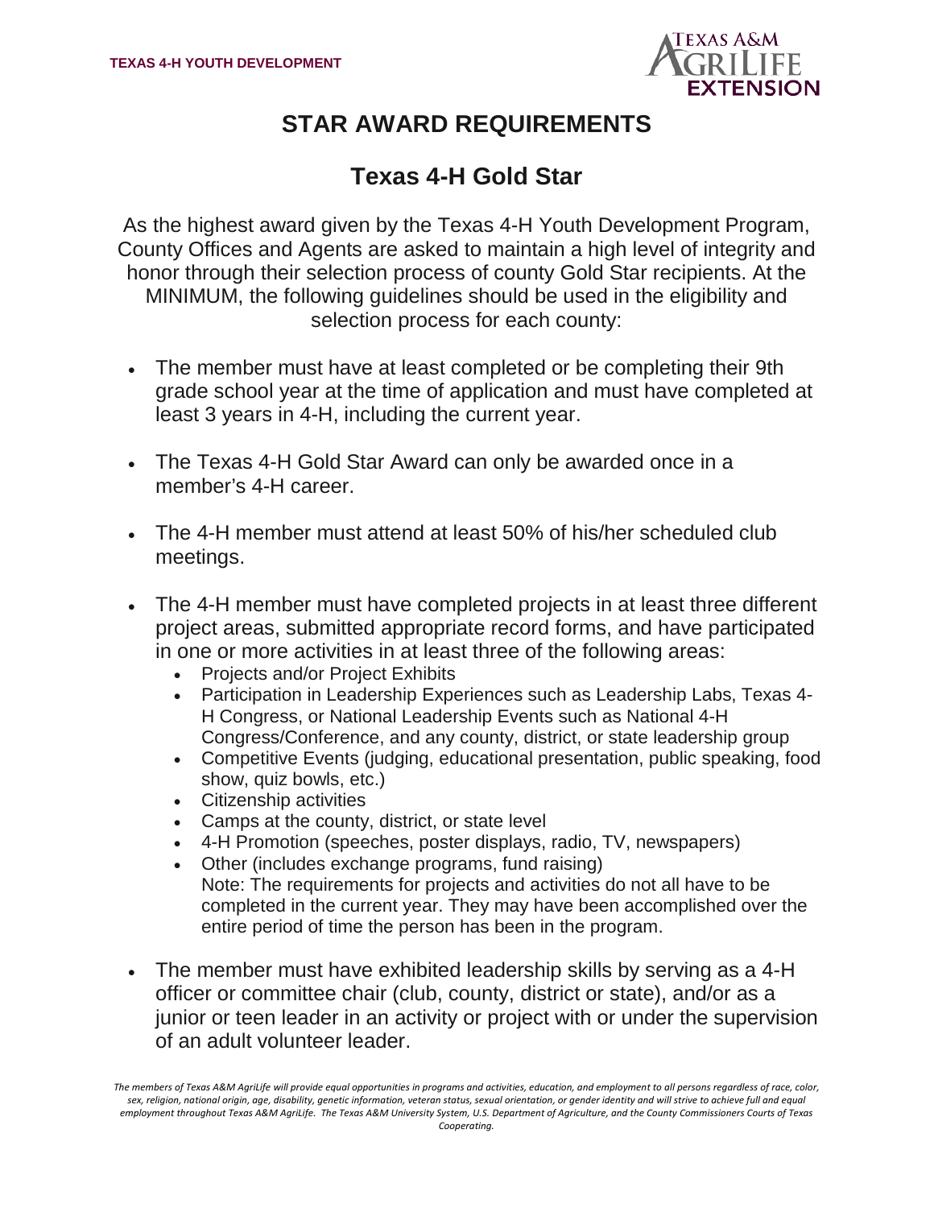TEXAS 4-H YOUTH DEVELOPMENT

# STAR AWARD REQUIREMENTS

## Texas 4-H Gold Star

As the highest award given by the Texas 4-H Youth Development Program, County Offices and Agents are asked to maintain a high level of integrity and honor through their selection process of county Gold Star recipients. At the MINIMUM, the following guidelines should be used in the eligibility and selection process for each county:

- The member must have at least completed or be completing their 9th grade school year at the time of application and must have completed at least 3 years in 4-H, including the current year.
- The Texas 4-H Gold Star Award can only be awarded once in a member's 4-H career.
- The 4-H member must attend at least 50% of his/her scheduled club meetings.
- The 4-H member must have completed projects in at least three different project areas, submitted appropriate record forms, and have participated in one or more activities in at least three of the following areas:
    - Projects and/or Project Exhibits
    - Participation in Leadership Experiences such as Leadership Labs, Texas 4-H Congress, or National Leadership Events such as National 4-H Congress/Conference, and any county, district, or state leadership group
    - Competitive Events (judging, educational presentation, public speaking, food show, quiz bowls, etc.)
    - Citizenship activities
    - Camps at the county, district, or state level
    - 4-H Promotion (speeches, poster displays, radio, TV, newspapers)
    - Other (includes exchange programs, fund raising)
      Note: The requirements for projects and activities do not all have to be completed in the current year. They may have been accomplished over the entire period of time the person has been in the program.
- The member must have exhibited leadership skills by serving as a 4-H officer or committee chair (club, county, district or state), and/or as a junior or teen leader in an activity or project with or under the supervision of an adult volunteer leader.

*The members of Texas A&M AgriLife will provide equal opportunities in programs and activities, education, and employment to all persons regardless of race, color, sex, religion, national origin, age, disability, genetic information, veteran status, sexual orientation, or gender identity and will strive to achieve full and equal employment throughout Texas A&M AgriLife. The Texas A&M University System, U.S. Department of Agriculture, and the County Commissioners Courts of Texas Cooperating.*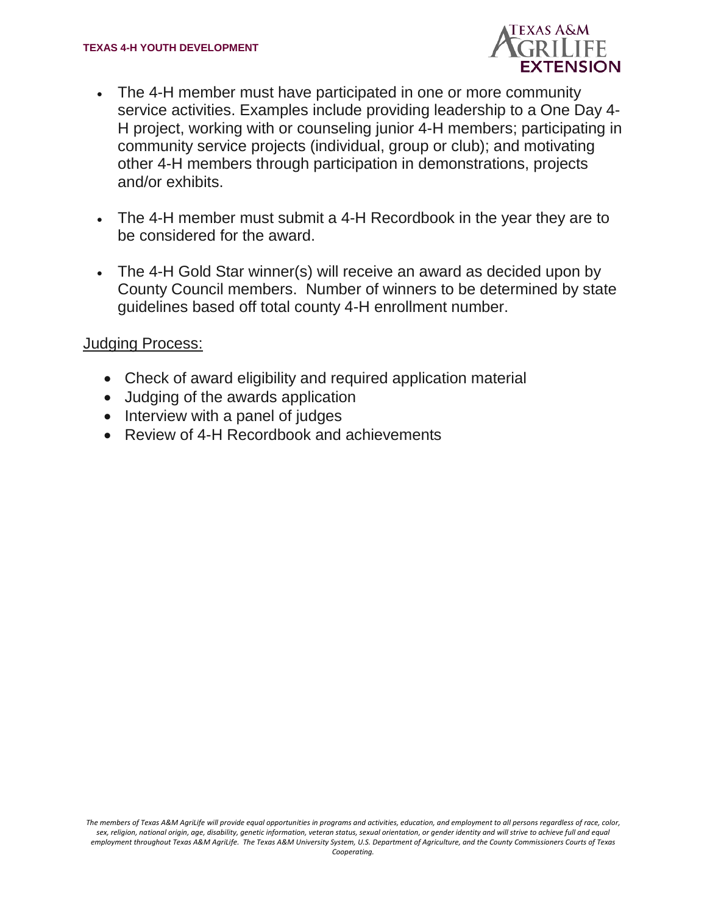- The 4-H member must have participated in one or more community service activities. Examples include providing leadership to a One Day 4-H project, working with or counseling junior 4-H members; participating in community service projects (individual, group or club); and motivating other 4-H members through participation in demonstrations, projects and/or exhibits.

- The 4-H member must submit a 4-H Recordbook in the year they are to be considered for the award.

- The 4-H Gold Star winner(s) will receive an award as decided upon by County Council members. Number of winners to be determined by state guidelines based off total county 4-H enrollment number.

Judging Process:

- Check of award eligibility and required application material
- Judging of the awards application
- Interview with a panel of judges
- Review of 4-H Recordbook and achievements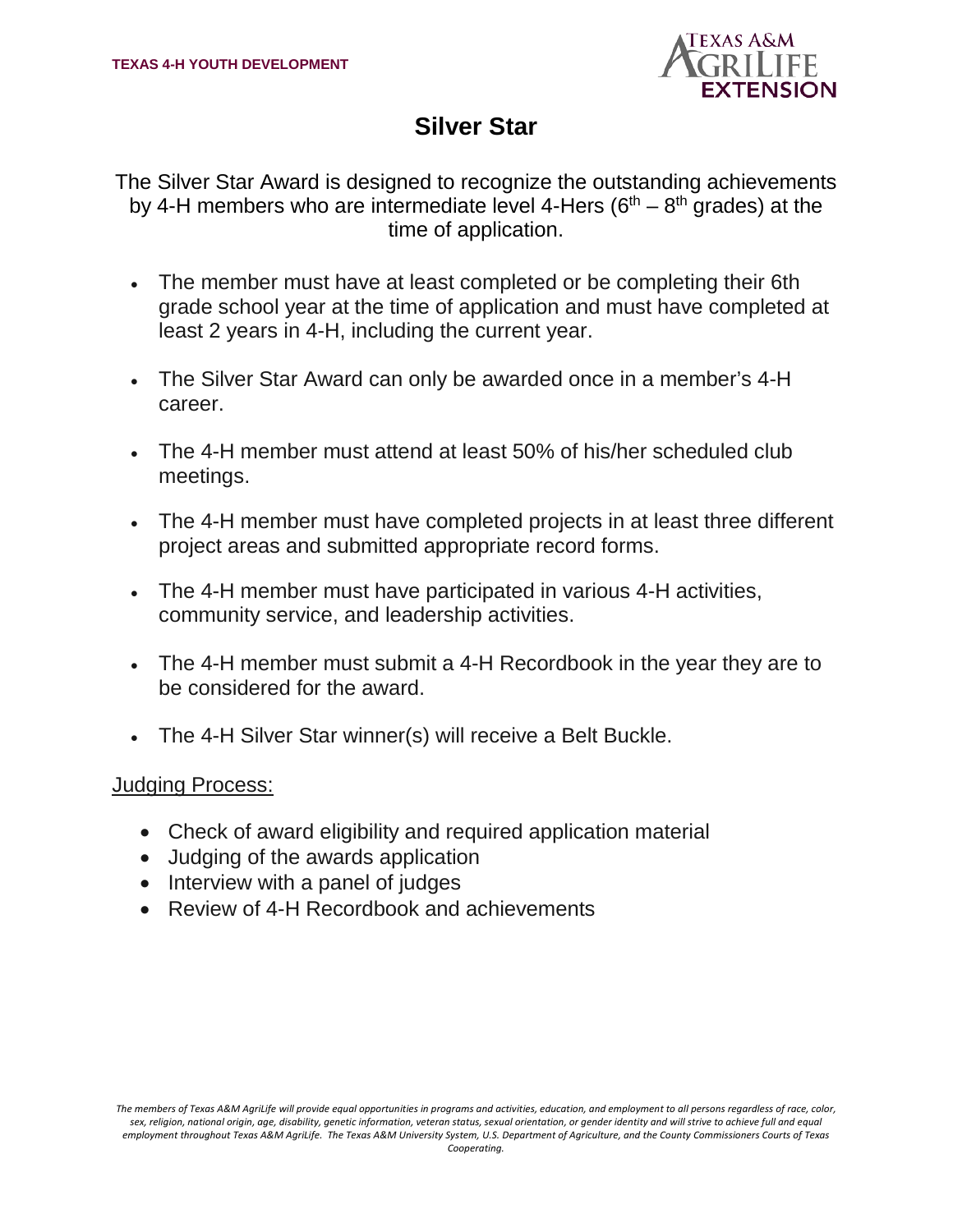TEXAS 4-H YOUTH DEVELOPMENT

# Silver Star

The Silver Star Award is designed to recognize the outstanding achievements by 4-H members who are intermediate level 4-Hers ($6^{th}$ – $8^{th}$ grades) at the time of application.

- The member must have at least completed or be completing their 6th grade school year at the time of application and must have completed at least 2 years in 4-H, including the current year.
- The Silver Star Award can only be awarded once in a member's 4-H career.
- The 4-H member must attend at least 50% of his/her scheduled club meetings.
- The 4-H member must have completed projects in at least three different project areas and submitted appropriate record forms.
- The 4-H member must have participated in various 4-H activities, community service, and leadership activities.
- The 4-H member must submit a 4-H Recordbook in the year they are to be considered for the award.
- The 4-H Silver Star winner(s) will receive a Belt Buckle.

Judging Process:

- Check of award eligibility and required application material
- Judging of the awards application
- Interview with a panel of judges
- Review of 4-H Recordbook and achievements

*The members of Texas A&M AgriLife will provide equal opportunities in programs and activities, education, and employment to all persons regardless of race, color, sex, religion, national origin, age, disability, genetic information, veteran status, sexual orientation, or gender identity and will strive to achieve full and equal employment throughout Texas A&M AgriLife. The Texas A&M University System, U.S. Department of Agriculture, and the County Commissioners Courts of Texas Cooperating.*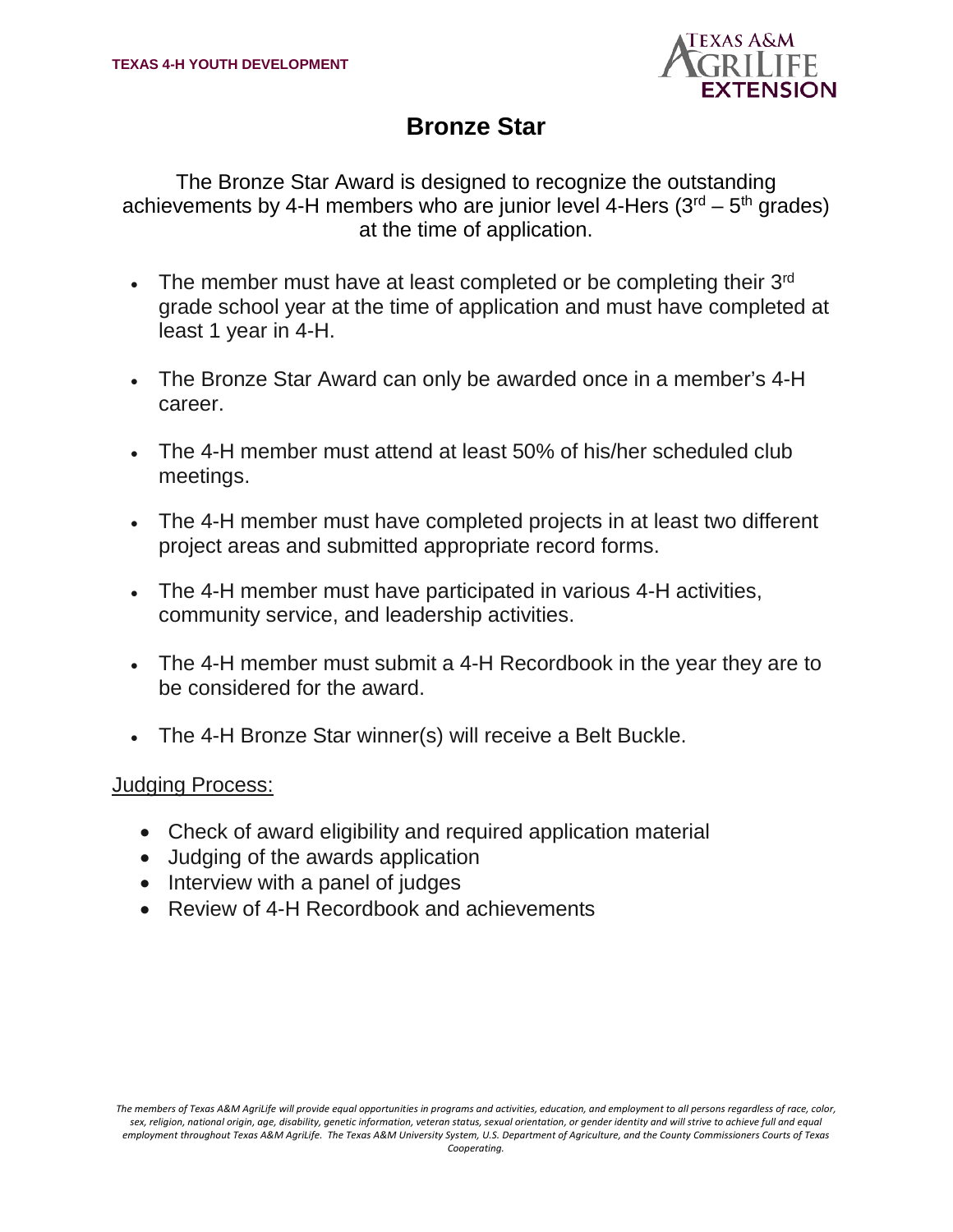# Bronze Star

The Bronze Star Award is designed to recognize the outstanding achievements by 4-H members who are junior level 4-Hers (3rd – 5th grades) at the time of application.

- The member must have at least completed or be completing their 3rd grade school year at the time of application and must have completed at least 1 year in 4-H.
- The Bronze Star Award can only be awarded once in a member's 4-H career.
- The 4-H member must attend at least 50% of his/her scheduled club meetings.
- The 4-H member must have completed projects in at least two different project areas and submitted appropriate record forms.
- The 4-H member must have participated in various 4-H activities, community service, and leadership activities.
- The 4-H member must submit a 4-H Recordbook in the year they are to be considered for the award.
- The 4-H Bronze Star winner(s) will receive a Belt Buckle.

Judging Process:

- Check of award eligibility and required application material
- Judging of the awards application
- Interview with a panel of judges
- Review of 4-H Recordbook and achievements

*The members of Texas A&M AgriLife will provide equal opportunities in programs and activities, education, and employment to all persons regardless of race, color, sex, religion, national origin, age, disability, genetic information, veteran status, sexual orientation, or gender identity and will strive to achieve full and equal employment throughout Texas A&M AgriLife. The Texas A&M University System, U.S. Department of Agriculture, and the County Commissioners Courts of Texas Cooperating.*